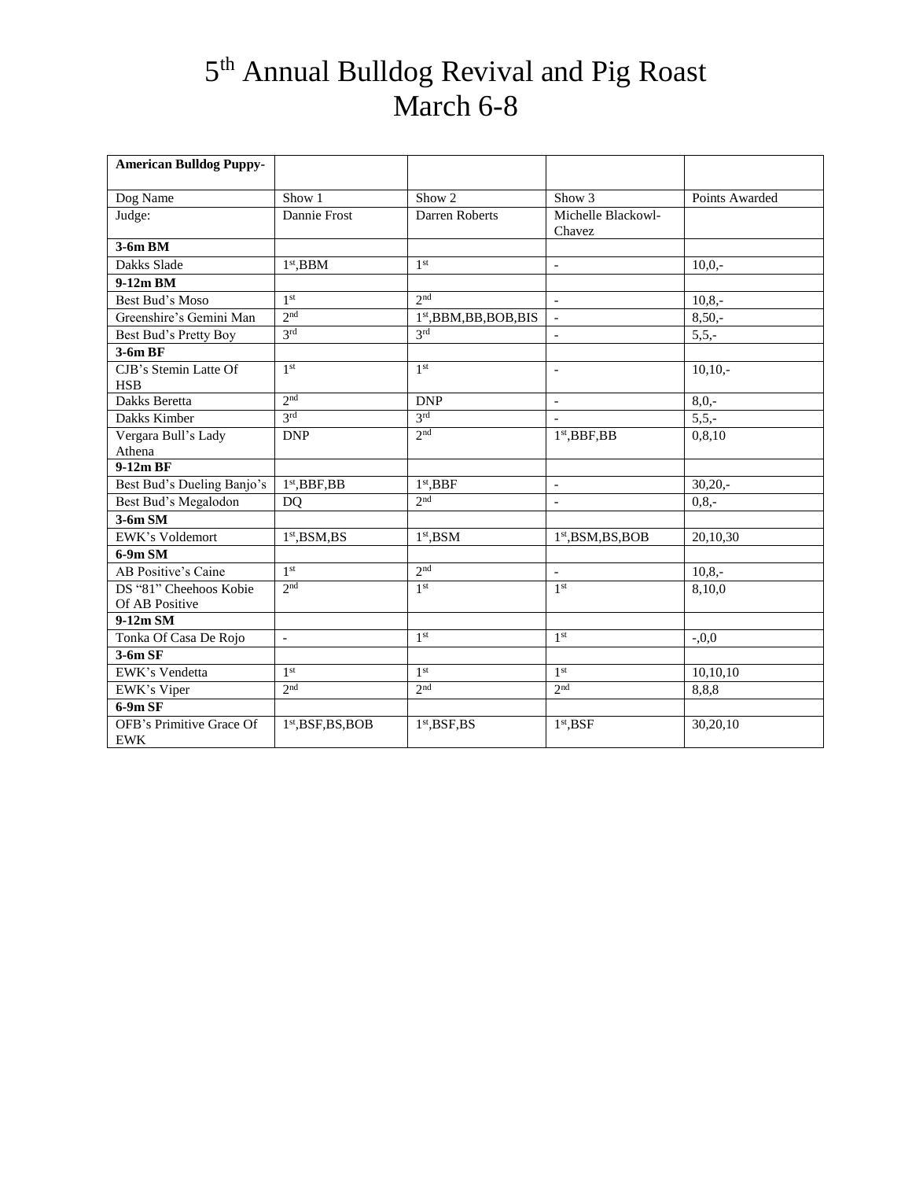# 5th Annual Bulldog Revival and Pig Roast
# March 6-8

| **American Bulldog Puppy-** | | | | |
|---|---|---|---|---|
| Dog Name | Show 1 | Show 2 | Show 3 | Points Awarded |
| Judge: | Dannie Frost | Darren Roberts | Michelle Blackowl-Chavez | |
| **3-6m BM** | | | | |
| Dakks Slade | 1st,BBM | 1st | - | 10,0,- |
| **9-12m BM** | | | | |
| Best Bud's Moso | 1st | 2nd | - | 10,8,- |
| Greenshire's Gemini Man | 2nd | 1st,BBM,BB,BOB,BIS | - | 8,50,- |
| Best Bud's Pretty Boy | 3rd | 3rd | - | 5,5,- |
| **3-6m BF** | | | | |
| CJB's Stemin Latte Of HSB | 1st | 1st | - | 10,10,- |
| Dakks Beretta | 2nd | DNP | - | 8,0,- |
| Dakks Kimber | 3rd | 3rd | - | 5,5,- |
| Vergara Bull's Lady Athena | DNP | 2nd | 1st,BBF,BB | 0,8,10 |
| **9-12m BF** | | | | |
| Best Bud's Dueling Banjo's | 1st,BBF,BB | 1st,BBF | - | 30,20,- |
| Best Bud's Megalodon | DQ | 2nd | - | 0,8,- |
| **3-6m SM** | | | | |
| EWK's Voldemort | 1st,BSM,BS | 1st,BSM | 1st,BSM,BS,BOB | 20,10,30 |
| **6-9m SM** | | | | |
| AB Positive's Caine | 1st | 2nd | - | 10,8,- |
| DS "81" Cheehoos Kobie Of AB Positive | 2nd | 1st | 1st | 8,10,0 |
| **9-12m SM** | | | | |
| Tonka Of Casa De Rojo | - | 1st | 1st | -,0,0 |
| **3-6m SF** | | | | |
| EWK's Vendetta | 1st | 1st | 1st | 10,10,10 |
| EWK's Viper | 2nd | 2nd | 2nd | 8,8,8 |
| **6-9m SF** | | | | |
| OFB's Primitive Grace Of EWK | 1st,BSF,BS,BOB | 1st,BSF,BS | 1st,BSF | 30,20,10 |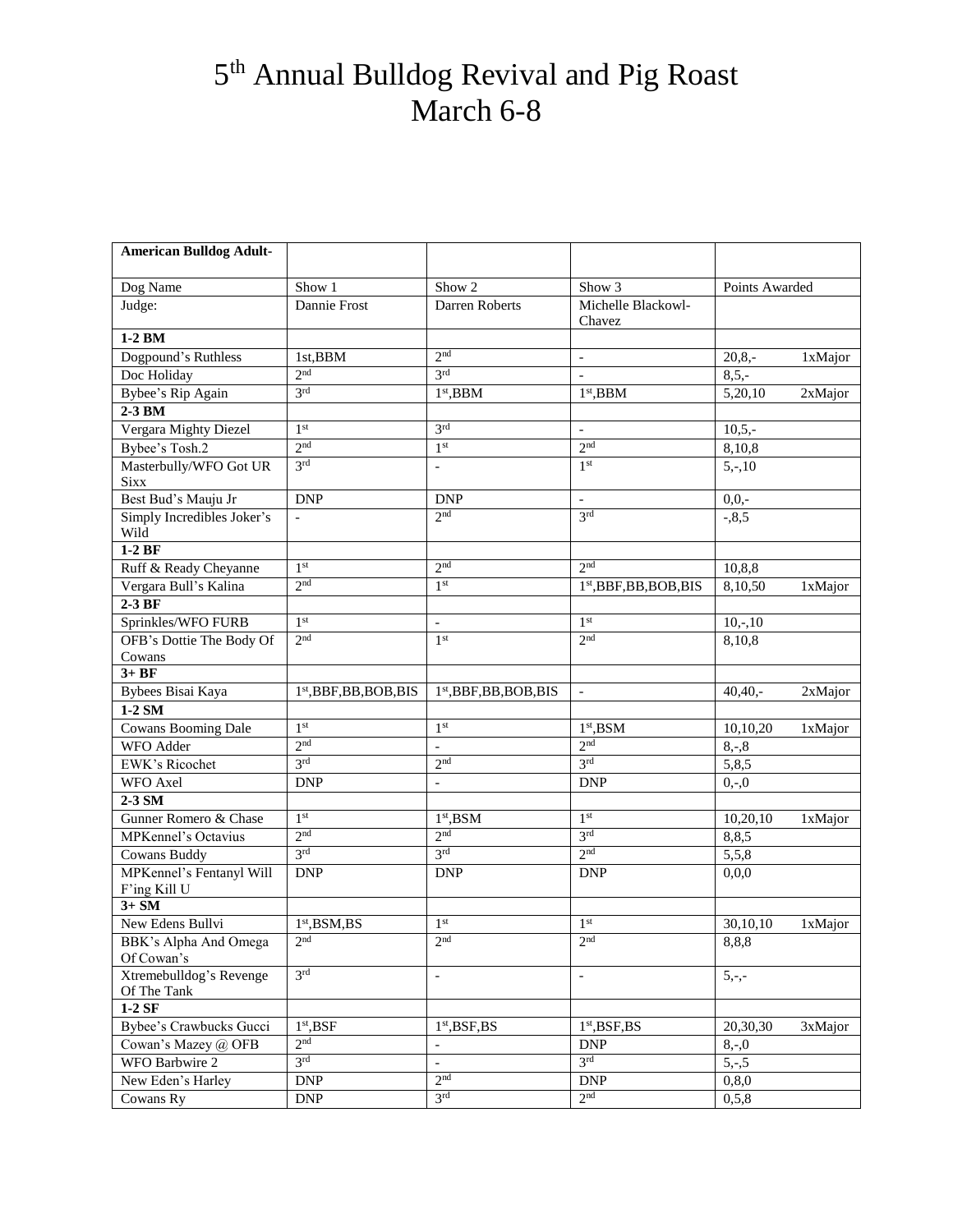# 5th Annual Bulldog Revival and Pig Roast
# March 6-8

| **American Bulldog Adult-** | | | | |
|---|---|---|---|---|
| Dog Name | Show 1 | Show 2 | Show 3 | Points Awarded |
| Judge: | Dannie Frost | Darren Roberts | Michelle Blackowl-Chavez | |
| **1-2 BM** | | | | |
| Dogpound's Ruthless | 1st,BBM | 2nd | - | 20,8,- 1xMajor |
| Doc Holiday | 2nd | 3rd | - | 8,5,- |
| Bybee's Rip Again | 3rd | 1st,BBM | 1st,BBM | 5,20,10 2xMajor |
| **2-3 BM** | | | | |
| Vergara Mighty Diezel | 1st | 3rd | - | 10,5,- |
| Bybee's Tosh.2 | 2nd | 1st | 2nd | 8,10,8 |
| Masterbully/WFO Got UR Sixx | 3rd | - | 1st | 5,-,10 |
| Best Bud's Mauju Jr | DNP | DNP | - | 0,0,- |
| Simply Incredibles Joker's Wild | - | 2nd | 3rd | -,8,5 |
| **1-2 BF** | | | | |
| Ruff & Ready Cheyanne | 1st | 2nd | 2nd | 10,8,8 |
| Vergara Bull's Kalina | 2nd | 1st | 1st,BBF,BB,BOB,BIS | 8,10,50 1xMajor |
| **2-3 BF** | | | | |
| Sprinkles/WFO FURB | 1st | - | 1st | 10,-,10 |
| OFB's Dottie The Body Of Cowans | 2nd | 1st | 2nd | 8,10,8 |
| **3+ BF** | | | | |
| Bybees Bisai Kaya | 1st,BBF,BB,BOB,BIS | 1st,BBF,BB,BOB,BIS | - | 40,40,- 2xMajor |
| **1-2 SM** | | | | |
| Cowans Booming Dale | 1st | 1st | 1st,BSM | 10,10,20 1xMajor |
| WFO Adder | 2nd | - | 2nd | 8,-,8 |
| EWK's Ricochet | 3rd | 2nd | 3rd | 5,8,5 |
| WFO Axel | DNP | - | DNP | 0,-,0 |
| **2-3 SM** | | | | |
| Gunner Romero & Chase | 1st | 1st,BSM | 1st | 10,20,10 1xMajor |
| MPKennel's Octavius | 2nd | 2nd | 3rd | 8,8,5 |
| Cowans Buddy | 3rd | 3rd | 2nd | 5,5,8 |
| MPKennel's Fentanyl Will F'ing Kill U | DNP | DNP | DNP | 0,0,0 |
| **3+ SM** | | | | |
| New Edens Bullvi | 1st,BSM,BS | 1st | 1st | 30,10,10 1xMajor |
| BBK's Alpha And Omega Of Cowan's | 2nd | 2nd | 2nd | 8,8,8 |
| Xtremebulldog's Revenge Of The Tank | 3rd | - | - | 5,-,- |
| **1-2 SF** | | | | |
| Bybee's Crawbucks Gucci | 1st,BSF | 1st,BSF,BS | 1st,BSF,BS | 20,30,30 3xMajor |
| Cowan's Mazey @ OFB | 2nd | - | DNP | 8,-,0 |
| WFO Barbwire 2 | 3rd | - | 3rd | 5,-,5 |
| New Eden's Harley | DNP | 2nd | DNP | 0,8,0 |
| Cowans Ry | DNP | 3rd | 2nd | 0,5,8 |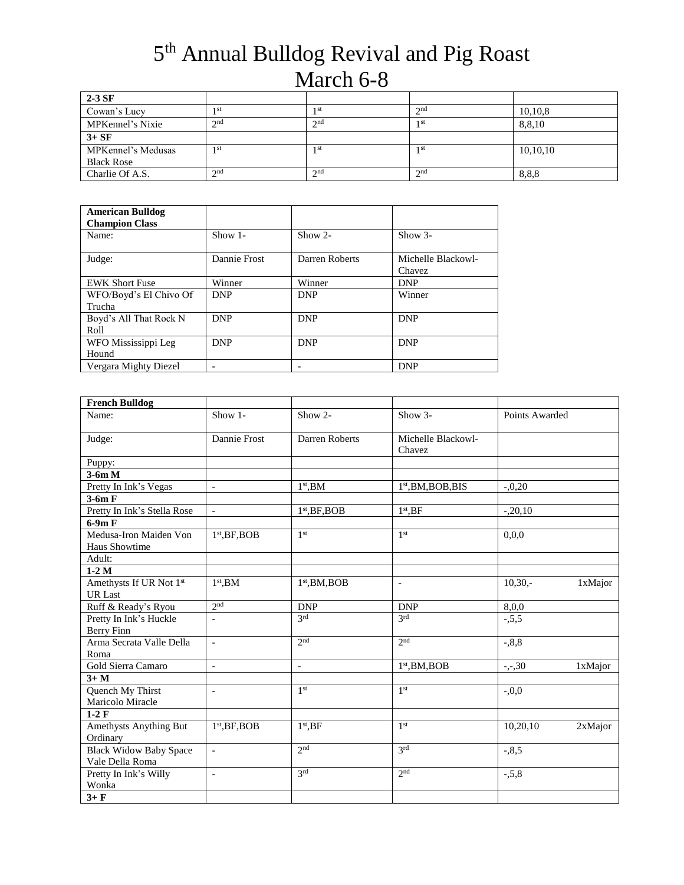# 5th Annual Bulldog Revival and Pig Roast

# March 6-8

| **2-3 SF** | | | | |
|---|---|---|---|---|
| Cowan's Lucy | 1st | 1st | 2nd | 10,10,8 |
| MPKennel's Nixie | 2nd | 2nd | 1st | 8,8,10 |
| **3+ SF** | | | | |
| MPKennel's Medusas Black Rose | 1st | 1st | 1st | 10,10,10 |
| Charlie Of A.S. | 2nd | 2nd | 2nd | 8,8,8 |

| **American Bulldog Champion Class** | | | |
|---|---|---|---|
| Name: | Show 1- | Show 2- | Show 3- |
| Judge: | Dannie Frost | Darren Roberts | Michelle Blackowl-Chavez |
| EWK Short Fuse | Winner | Winner | DNP |
| WFO/Boyd's El Chivo Of Trucha | DNP | DNP | Winner |
| Boyd's All That Rock N Roll | DNP | DNP | DNP |
| WFO Mississippi Leg Hound | DNP | DNP | DNP |
| Vergara Mighty Diezel | - | - | DNP |

| **French Bulldog** | | | | |
|---|---|---|---|---|
| Name: | Show 1- | Show 2- | Show 3- | Points Awarded |
| Judge: | Dannie Frost | Darren Roberts | Michelle Blackowl-Chavez | |
| Puppy: | | | | |
| **3-6m M** | | | | |
| Pretty In Ink's Vegas | - | 1st,BM | 1st,BM,BOB,BIS | -,0,20 |
| **3-6m F** | | | | |
| Pretty In Ink's Stella Rose | - | 1st,BF,BOB | 1st,BF | -,20,10 |
| **6-9m F** | | | | |
| Medusa-Iron Maiden Von Haus Showtime | 1st,BF,BOB | 1st | 1st | 0,0,0 |
| Adult: | | | | |
| **1-2 M** | | | | |
| Amethysts If UR Not 1st UR Last | 1st,BM | 1st,BM,BOB | - | 10,30,- 1xMajor |
| Ruff & Ready's Ryou | 2nd | DNP | DNP | 8,0,0 |
| Pretty In Ink's Huckle Berry Finn | - | 3rd | 3rd | -,5,5 |
| Arma Secrata Valle Della Roma | - | 2nd | 2nd | -,8,8 |
| Gold Sierra Camaro | - | - | 1st,BM,BOB | -,-,30 1xMajor |
| **3+ M** | | | | |
| Quench My Thirst Maricolo Miracle | - | 1st | 1st | -,0,0 |
| **1-2 F** | | | | |
| Amethysts Anything But Ordinary | 1st,BF,BOB | 1st,BF | 1st | 10,20,10 2xMajor |
| Black Widow Baby Space Vale Della Roma | - | 2nd | 3rd | -,8,5 |
| Pretty In Ink's Willy Wonka | - | 3rd | 2nd | -,5,8 |
| **3+ F** | | | | |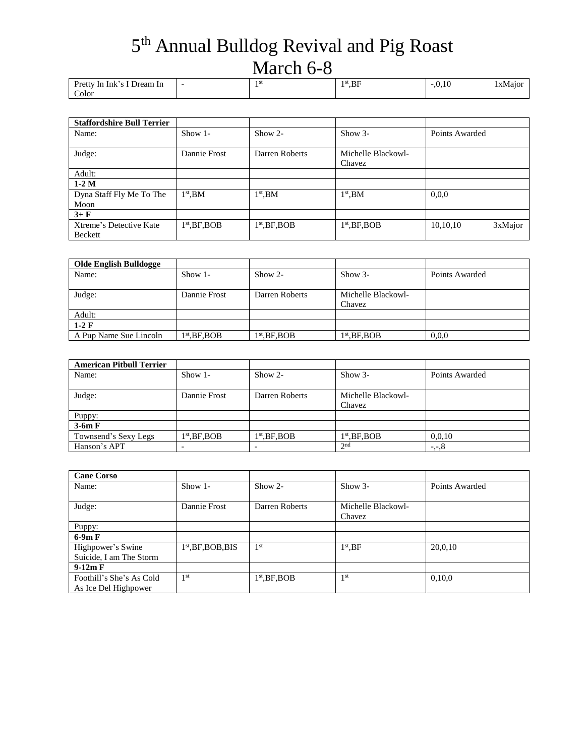# 5th Annual Bulldog Revival and Pig Roast
# March 6-8

| Pretty In Ink's I Dream In Color | - | 1st | 1st,BF | -,0,10 1xMajor |
|---|---|---|---|---|

| Staffordshire Bull Terrier | | | | |
|---|---|---|---|---|
| Name: | Show 1- | Show 2- | Show 3- | Points Awarded |
| Judge: | Dannie Frost | Darren Roberts | Michelle Blackowl-Chavez | |
| Adult: | | | | |
| **1-2 M** | | | | |
| Dyna Staff Fly Me To The Moon | 1st,BM | 1st,BM | 1st,BM | 0,0,0 |
| **3+ F** | | | | |
| Xtreme's Detective Kate Beckett | 1st,BF,BOB | 1st,BF,BOB | 1st,BF,BOB | 10,10,10 3xMajor |

| Olde English Bulldogge | | | | |
|---|---|---|---|---|
| Name: | Show 1- | Show 2- | Show 3- | Points Awarded |
| Judge: | Dannie Frost | Darren Roberts | Michelle Blackowl-Chavez | |
| Adult: | | | | |
| **1-2 F** | | | | |
| A Pup Name Sue Lincoln | 1st,BF,BOB | 1st,BF,BOB | 1st,BF,BOB | 0,0,0 |

| American Pitbull Terrier | | | | |
|---|---|---|---|---|
| Name: | Show 1- | Show 2- | Show 3- | Points Awarded |
| Judge: | Dannie Frost | Darren Roberts | Michelle Blackowl-Chavez | |
| Puppy: | | | | |
| **3-6m F** | | | | |
| Townsend's Sexy Legs | 1st,BF,BOB | 1st,BF,BOB | 1st,BF,BOB | 0,0,10 |
| Hanson's APT | - | - | 2nd | -,-,8 |

| Cane Corso | | | | |
|---|---|---|---|---|
| Name: | Show 1- | Show 2- | Show 3- | Points Awarded |
| Judge: | Dannie Frost | Darren Roberts | Michelle Blackowl-Chavez | |
| Puppy: | | | | |
| **6-9m F** | | | | |
| Highpower's Swine Suicide, I am The Storm | 1st,BF,BOB,BIS | 1st | 1st,BF | 20,0,10 |
| **9-12m F** | | | | |
| Foothill's She's As Cold As Ice Del Highpower | 1st | 1st,BF,BOB | 1st | 0,10,0 |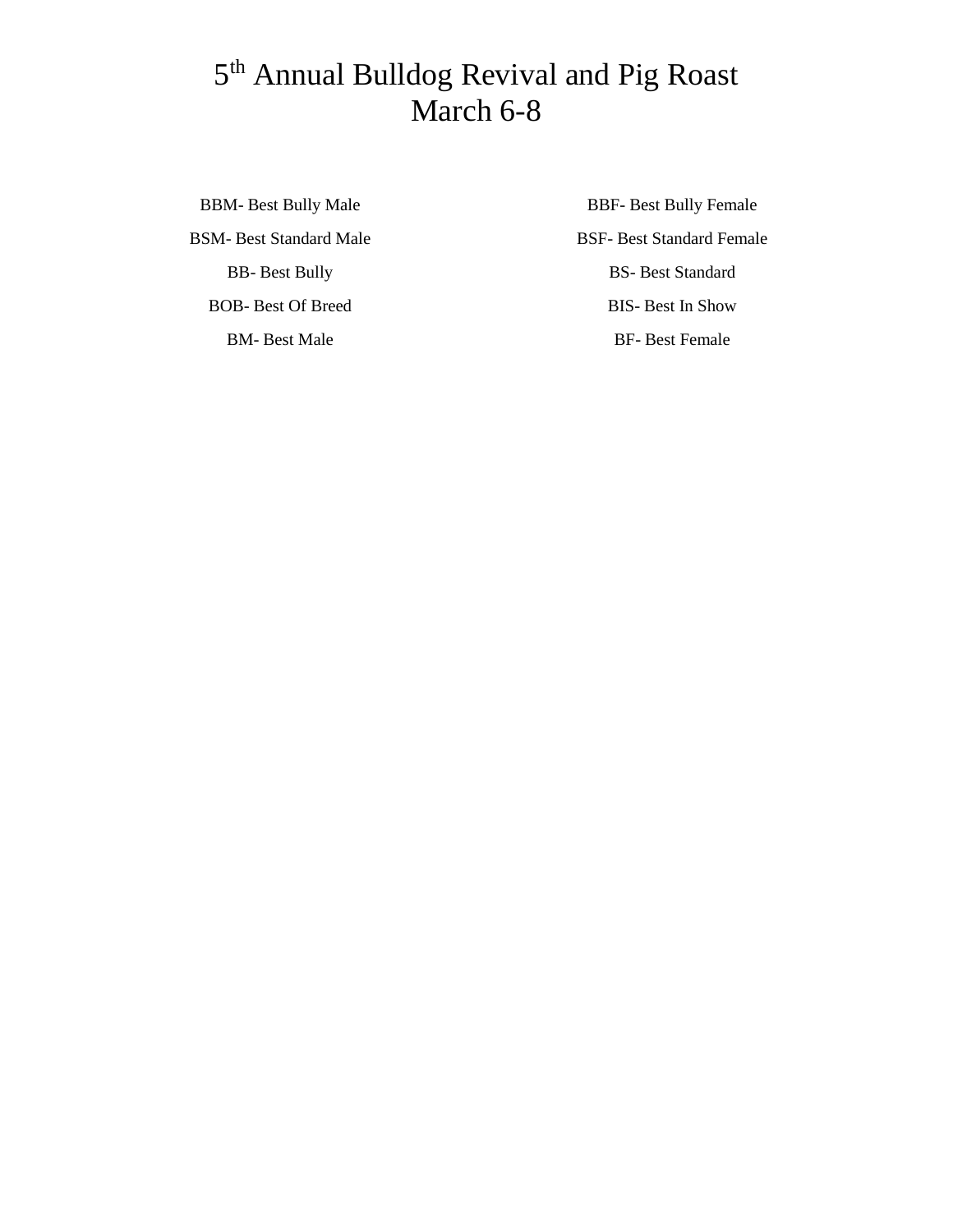# 5th Annual Bulldog Revival and Pig Roast
# March 6-8

BBM- Best Bully Male

BSM- Best Standard Male

BB- Best Bully

BOB- Best Of Breed

BM- Best Male

BBF- Best Bully Female

BSF- Best Standard Female

BS- Best Standard

BIS- Best In Show

BF- Best Female